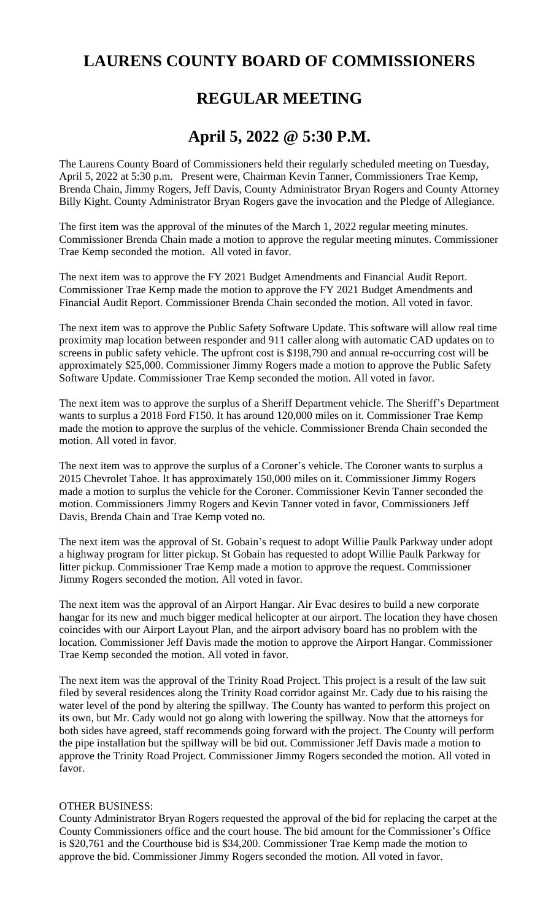# LAURENS COUNTY BOARD OF COMMISSIONERS

## REGULAR MEETING

## April 5, 2022 @ 5:30 P.M.

The Laurens County Board of Commissioners held their regularly scheduled meeting on Tuesday, April 5, 2022 at 5:30 p.m. Present were, Chairman Kevin Tanner, Commissioners Trae Kemp, Brenda Chain, Jimmy Rogers, Jeff Davis, County Administrator Bryan Rogers and County Attorney Billy Kight. County Administrator Bryan Rogers gave the invocation and the Pledge of Allegiance.

The first item was the approval of the minutes of the March 1, 2022 regular meeting minutes. Commissioner Brenda Chain made a motion to approve the regular meeting minutes. Commissioner Trae Kemp seconded the motion. All voted in favor.

The next item was to approve the FY 2021 Budget Amendments and Financial Audit Report. Commissioner Trae Kemp made the motion to approve the FY 2021 Budget Amendments and Financial Audit Report. Commissioner Brenda Chain seconded the motion. All voted in favor.

The next item was to approve the Public Safety Software Update. This software will allow real time proximity map location between responder and 911 caller along with automatic CAD updates on to screens in public safety vehicle. The upfront cost is $198,790 and annual re-occurring cost will be approximately $25,000. Commissioner Jimmy Rogers made a motion to approve the Public Safety Software Update. Commissioner Trae Kemp seconded the motion. All voted in favor.

The next item was to approve the surplus of a Sheriff Department vehicle. The Sheriff's Department wants to surplus a 2018 Ford F150. It has around 120,000 miles on it. Commissioner Trae Kemp made the motion to approve the surplus of the vehicle. Commissioner Brenda Chain seconded the motion. All voted in favor.

The next item was to approve the surplus of a Coroner's vehicle. The Coroner wants to surplus a 2015 Chevrolet Tahoe. It has approximately 150,000 miles on it. Commissioner Jimmy Rogers made a motion to surplus the vehicle for the Coroner. Commissioner Kevin Tanner seconded the motion. Commissioners Jimmy Rogers and Kevin Tanner voted in favor, Commissioners Jeff Davis, Brenda Chain and Trae Kemp voted no.

The next item was the approval of St. Gobain's request to adopt Willie Paulk Parkway under adopt a highway program for litter pickup. St Gobain has requested to adopt Willie Paulk Parkway for litter pickup. Commissioner Trae Kemp made a motion to approve the request. Commissioner Jimmy Rogers seconded the motion. All voted in favor.

The next item was the approval of an Airport Hangar. Air Evac desires to build a new corporate hangar for its new and much bigger medical helicopter at our airport. The location they have chosen coincides with our Airport Layout Plan, and the airport advisory board has no problem with the location. Commissioner Jeff Davis made the motion to approve the Airport Hangar. Commissioner Trae Kemp seconded the motion. All voted in favor.

The next item was the approval of the Trinity Road Project. This project is a result of the law suit filed by several residences along the Trinity Road corridor against Mr. Cady due to his raising the water level of the pond by altering the spillway. The County has wanted to perform this project on its own, but Mr. Cady would not go along with lowering the spillway. Now that the attorneys for both sides have agreed, staff recommends going forward with the project. The County will perform the pipe installation but the spillway will be bid out. Commissioner Jeff Davis made a motion to approve the Trinity Road Project. Commissioner Jimmy Rogers seconded the motion. All voted in favor.

OTHER BUSINESS:
County Administrator Bryan Rogers requested the approval of the bid for replacing the carpet at the County Commissioners office and the court house. The bid amount for the Commissioner's Office is $20,761 and the Courthouse bid is $34,200. Commissioner Trae Kemp made the motion to approve the bid. Commissioner Jimmy Rogers seconded the motion. All voted in favor.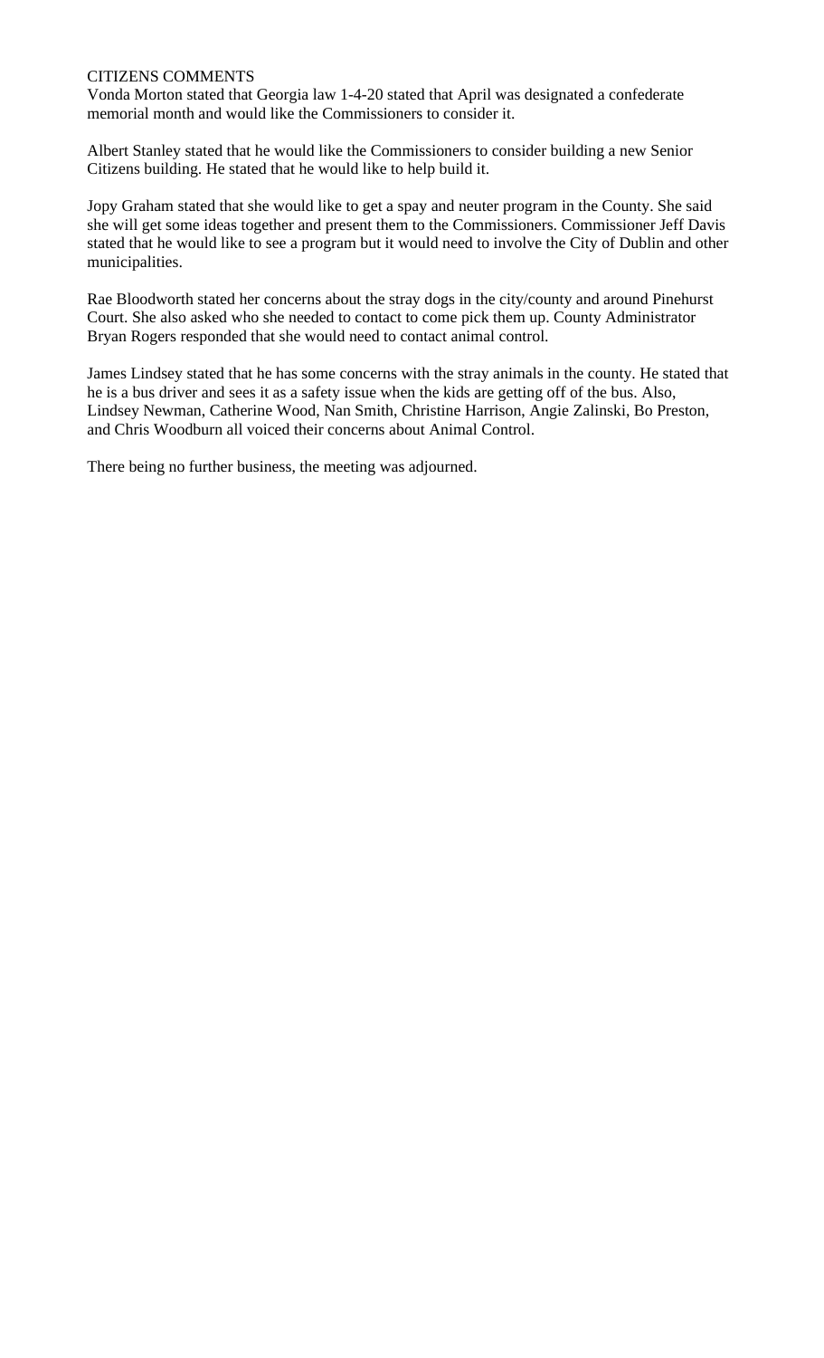CITIZENS COMMENTS

Vonda Morton stated that Georgia law 1-4-20 stated that April was designated a confederate memorial month and would like the Commissioners to consider it.

Albert Stanley stated that he would like the Commissioners to consider building a new Senior Citizens building. He stated that he would like to help build it.

Jopy Graham stated that she would like to get a spay and neuter program in the County. She said she will get some ideas together and present them to the Commissioners. Commissioner Jeff Davis stated that he would like to see a program but it would need to involve the City of Dublin and other municipalities.

Rae Bloodworth stated her concerns about the stray dogs in the city/county and around Pinehurst Court. She also asked who she needed to contact to come pick them up. County Administrator Bryan Rogers responded that she would need to contact animal control.

James Lindsey stated that he has some concerns with the stray animals in the county. He stated that he is a bus driver and sees it as a safety issue when the kids are getting off of the bus. Also, Lindsey Newman, Catherine Wood, Nan Smith, Christine Harrison, Angie Zalinski, Bo Preston, and Chris Woodburn all voiced their concerns about Animal Control.

There being no further business, the meeting was adjourned.